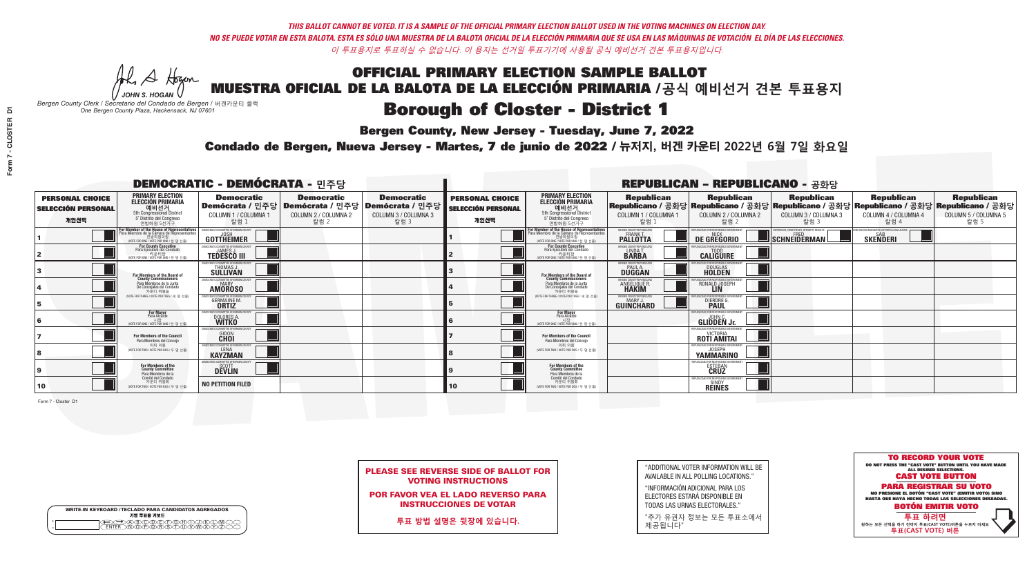*THIS BALLOT CANNOT BE VOTED. IT IS A SAMPLE OF THE OFFICIAL PRIMARY ELECTION BALLOT USED IN THE VOTING MACHINES ON ELECTION DAY.*

*NO SE PUEDE VOTAR EN ESTA BALOTA. ESTA ES SÓLO UNA MUESTRA DE LA BALOTA OFICIAL DE LA ELECCIÓN PRIMARIA QUE SE USA EN LAS MÁQUINAS DE VOTACIÓN EL DÍA DE LAS ELECCIONES.*

*이 투표용지로 투표하실 수 없습니다. 이 용지는 선거일 투표기기에 사용될 공식 예비선거 견본 투표용지입니다.*

JOHN S. HOGAN

*Bergen County Clerk / Secretario del Condado de Bergen /* 버겐카운티 클럭
*One Bergen County Plaza, Hackensack, NJ 07601*

# OFFICIAL PRIMARY ELECTION SAMPLE BALLOT
# MUESTRA OFICIAL DE LA BALOTA DE LA ELECCIÓN PRIMARIA /공식 예비선거 견본 투표용지

## Borough of Closter - District 1

**Bergen County, New Jersey - Tuesday, June 7, 2022**

**Condado de Bergen, Nueva Jersey - Martes, 7 de junio de 2022 / 뉴저지, 버겐 카운티 2022년 6월 7일 화요일**

### DEMOCRATIC - DEMÓCRATA - 민주당

| PERSONAL CHOICE / SELECCIÓN PERSONAL / 개인선택 | PRIMARY ELECTION / ELECCIÓN PRIMARIA / 예비선거 (5th Congressional District / 5° Distrito del Congreso / 연방하원 5선거구) | Democratic / Demócrata / 민주당 COLUMN 1 / COLUMNA 1 / 칼럼 1 | Democratic / Demócrata / 민주당 COLUMN 2 / COLUMNA 2 / 칼럼 2 | Democratic / Demócrata / 민주당 COLUMN 3 / COLUMNA 3 / 칼럼 3 |
|---|---|---|---|---|
| 1 | For Member of the House of Representatives / Para Miembro de la Cámara de Representantes / 연방하원의원 (VOTE FOR ONE / VOTE POR UNO / 한 명 선출) | JOSH GOTTHEIMER | | |
| 2 | For County Executive / Para Ejecutivo del Condado / 카운티장 (VOTE FOR ONE / VOTE POR UNO / 한 명 선출) | JAMES J. TEDESCO III | | |
| 3 | For Members of the Board of County Commissioners / Para Miembros de la Junta De Concejales del Condado / 카운티 위원들 (VOTE FOR THREE / VOTE POR TRES / 세 명 선출) | THOMAS J. SULLIVAN | | |
| 4 | | MARY AMOROSO | | |
| 5 | | GERMAINE M. ORTIZ | | |
| 6 | For Mayor / Para Alcalde / 시장 (VOTE FOR ONE / VOTE POR UNO / 한 명 선출) | DOLORES A. WITKO | | |
| 7 | For Members of the Council / Para Miembros del Concejo / 의회 의원 (VOTE FOR TWO / VOTE POR DOS / 두 명 선출) | GIDON CHOI | | |
| 8 | | LENA KAYZMAN | | |
| 9 | For Members of the County Committee / Para Miembros de la Comité del Condado / 카운티 위원회 (VOTE FOR TWO / VOTE POR DOS / 두 명 선출) | SCOTT DEVLIN | | |
| 10 | | NO PETITION FILED | | |

### REPUBLICAN - REPUBLICANO - 공화당

| PERSONAL CHOICE / SELECCIÓN PERSONAL / 개인선택 | PRIMARY ELECTION / ELECCIÓN PRIMARIA / 예비선거 (5th Congressional District / 5° Distrito del Congreso / 연방하원 5선거구) | Republican / Republicano / 공화당 COLUMN 1 / COLUMNA 1 / 칼럼 1 | Republican / Republicano / 공화당 COLUMN 2 / COLUMNA 2 / 칼럼 2 | Republican / Republicano / 공화당 COLUMN 3 / COLUMNA 3 / 칼럼 3 | Republican / Republicano / 공화당 COLUMN 4 / COLUMNA 4 / 칼럼 4 | Republican / Republicano / 공화당 COLUMN 5 / COLUMNA 5 / 칼럼 5 |
|---|---|---|---|---|---|---|
| 1 | For Member of the House of Representatives / Para Miembro de la Cámara de Representantes / 연방하원의원 (VOTE FOR ONE / VOTE POR UNO / 한 명 선출) | FRANK T. PALLOTTA | NICK DE GREGORIO | FRED SCHNEIDERMAN | SAB SKENDERI | |
| 2 | For County Executive / Para Ejecutivo del Condado / 카운티장 (VOTE FOR ONE / VOTE POR UNO / 한 명 선출) | LINDA T. BARBA | TODD CALIGUIRE | | | |
| 3 | For Members of the Board of County Commissioners / Para Miembros de la Junta De Concejales del Condado / 카운티 위원들 (VOTE FOR THREE / VOTE POR TRES / 세 명 선출) | PAUL A. DUGGAN | DOUGLAS HOLDEN | | | |
| 4 | | ANGELIQUE R. HAKIM | RONALD JOSEPH LIN | | | |
| 5 | | MARY J. GUINCHARD | DIERDRE G. PAUL | | | |
| 6 | For Mayor / Para Alcalde / 시장 (VOTE FOR ONE / VOTE POR UNO / 한 명 선출) | | JOHN C. GLIDDEN Jr. | | | |
| 7 | For Members of the Council / Para Miembros del Concejo / 의회 의원 (VOTE FOR TWO / VOTE POR DOS / 두 명 선출) | | VICTORIA ROTI AMITAI | | | |
| 8 | | | JOSEPH YAMMARINO | | | |
| 9 | For Members of the County Committee / Para Miembros de la Comité del Condado / 카운티 위원회 (VOTE FOR TWO / VOTE POR DOS / 두 명 선출) | | ESTEBAN CRUZ | | | |
| 10 | | | SINDY REINES | | | |

**PLEASE SEE REVERSE SIDE OF BALLOT FOR VOTING INSTRUCTIONS**

**POR FAVOR VEA EL LADO REVERSO PARA INSTRUCCIONES DE VOTAR**

**투표 방법 설명은 뒷장에 있습니다.**

"ADDITIONAL VOTER INFORMATION WILL BE AVAILABLE IN ALL POLLING LOCATIONS."

"INFORMACIÓN ADICIONAL PARA LOS ELECTORES ESTARÁ DISPONIBLE EN TODAS LAS URNAS ELECTORALES."

"추가 유권자 정보는 모든 투표소에서 제공됩니다"

**TO RECORD YOUR VOTE**
DO NOT PRESS THE "CAST VOTE" BUTTON UNTIL YOU HAVE MADE ALL DESIRED SELECTIONS.
**CAST VOTE BUTTON**

**PARA REGISTRAR SU VOTO**
NO PRESIONE EL BOTÓN "CAST VOTE" (EMITIR VOTO) SINO HASTA QUE HAYA HECHO TODAS LAS SELECCIONES DESEADAS.
**BOTÓN EMITIR VOTO**

**투표 하려면**
원하는 모든 선택을 하기 전까지 투표(CAST VOTE)버튼을 누르지 마세요.
**투표(CAST VOTE) 버튼**

WRITE-IN KEYBOARD /TECLADO PARA CANDIDATOS AGREGADOS
기명 투표용 키보드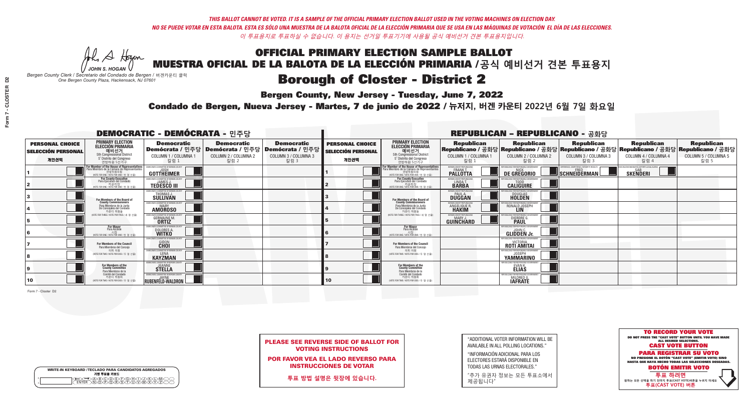*THIS BALLOT CANNOT BE VOTED. IT IS A SAMPLE OF THE OFFICIAL PRIMARY ELECTION BALLOT USED IN THE VOTING MACHINES ON ELECTION DAY.*
*NO SE PUEDE VOTAR EN ESTA BALOTA. ESTA ES SÓLO UNA MUESTRA DE LA BALOTA OFICIAL DE LA ELECCIÓN PRIMARIA QUE SE USA EN LAS MÁQUINAS DE VOTACIÓN EL DÍA DE LAS ELECCIONES.*
*이 투표용지로 투표하실 수 없습니다. 이 용지는 선거일 투표기기에 사용될 공식 예비선거 견본 투표용지입니다.*

JOHN S. HOGAN
*Bergen County Clerk / Secretario del Condado de Bergen / 버겐카운티 클럭*
*One Bergen County Plaza, Hackensack, NJ 07601*

# OFFICIAL PRIMARY ELECTION SAMPLE BALLOT
# MUESTRA OFICIAL DE LA BALOTA DE LA ELECCIÓN PRIMARIA /공식 예비선거 견본 투표용지

## Borough of Closter - District 2

**Bergen County, New Jersey - Tuesday, June 7, 2022**

**Condado de Bergen, Nueva Jersey - Martes, 7 de junio de 2022 / 뉴저지, 버겐 카운티 2022년 6월 7일 화요일**

### DEMOCRATIC - DEMÓCRATA - 민주당

| PERSONAL CHOICE / SELECCIÓN PERSONAL / 개인선택 | PRIMARY ELECTION / ELECCIÓN PRIMARIA / 예비선거 | Democratic / Demócrata / 민주당 COLUMN 1 / COLUMNA 1 / 칼럼 1 | Democratic / Demócrata / 민주당 COLUMN 2 / COLUMNA 2 / 칼럼 2 | Democratic / Demócrata / 민주당 COLUMN 3 / COLUMNA 3 / 칼럼 3 |
|---|---|---|---|---|
| 1 | For Member of the House of Representatives (5th Congressional District) (VOTE FOR ONE / VOTE POR UNO / 한 명 선출) | JOSH GOTTHEIMER | | |
| 2 | For County Executive / Para Ejecutivo del Condado / 카운티장 (VOTE FOR ONE / VOTE POR UNO / 한 명 선출) | JAMES J. TEDESCO III | | |
| 3 | For Members of the Board of County Commissioners / Para Miembros de la Junta De Concejales del Condado / 카운티 위원들 (VOTE FOR THREE / VOTE POR TRES / 세 명 선출) | THOMAS J. SULLIVAN | | |
| 4 | | MARY AMOROSO | | |
| 5 | | GERMAINE M. ORTIZ | | |
| 6 | For Mayor / Para Alcalde / 시장 (VOTE FOR ONE / VOTE POR UNO / 한 명 선출) | DOLORES A. WITKO | | |
| 7 | For Members of the Council / Para Miembros del Concejo / 의회 의원 (VOTE FOR TWO / VOTE POR DOS / 두 명 선출) | GIDON CHOI | | |
| 8 | | LENA KAYZMAN | | |
| 9 | For Members of the County Committee / Para Miembros de la Comité del Condado / 카운티 위원회 (VOTE FOR TWO / VOTE POR DOS / 두 명 선출) | JEANNE STELLA | | |
| 10 | | JAYNE RUBENFELD-WALDRON | | |

### REPUBLICAN - REPUBLICANO - 공화당

| PERSONAL CHOICE / SELECCIÓN PERSONAL / 개인선택 | PRIMARY ELECTION / ELECCIÓN PRIMARIA / 예비선거 | Republican / Republicano / 공화당 COLUMN 1 / COLUMNA 1 / 칼럼 1 | Republican / Republicano / 공화당 COLUMN 2 / COLUMNA 2 / 칼럼 2 | Republican / Republicano / 공화당 COLUMN 3 / COLUMNA 3 / 칼럼 3 | Republican / Republicano / 공화당 COLUMN 4 / COLUMNA 4 / 칼럼 4 | Republican / Republicano / 공화당 COLUMN 5 / COLUMNA 5 / 칼럼 5 |
|---|---|---|---|---|---|---|
| 1 | For Member of the House of Representatives (5th Congressional District) (VOTE FOR ONE / VOTE POR UNO / 한 명 선출) | FRANK T. PALLOTTA | NICK DE GREGORIO | FRED SCHNEIDERMAN | SAB SKENDERI | |
| 2 | For County Executive / Para Ejecutivo del Condado / 카운티장 (VOTE FOR ONE / VOTE POR UNO / 한 명 선출) | LINDA T. BARBA | TODD CALIGUIRE | | | |
| 3 | For Members of the Board of County Commissioners / Para Miembros de la Junta De Concejales del Condado / 카운티 위원들 (VOTE FOR THREE / VOTE POR TRES / 세 명 선출) | PAUL A. DUGGAN | DOUGLAS HOLDEN | | | |
| 4 | | ANGELIQUE R. HAKIM | RONALD JOSEPH LIN | | | |
| 5 | | MARY J. GUINCHARD | DIERDRE G. PAUL | | | |
| 6 | For Mayor / Para Alcalde / 시장 (VOTE FOR ONE / VOTE POR UNO / 한 명 선출) | | JOHN C. GLIDDEN Jr. | | | |
| 7 | For Members of the Council / Para Miembros del Concejo / 의회 의원 (VOTE FOR TWO / VOTE POR DOS / 두 명 선출) | | VICTORIA ROTI AMITAI | | | |
| 8 | | | JOSEPH YAMMARINO | | | |
| 9 | For Members of the County Committee / Para Miembros de la Comité del Condado / 카운티 위원회 (VOTE FOR TWO / VOTE POR DOS / 두 명 선출) | | EVAN K. ELIAS | | | |
| 10 | | | MILDRED G. IAFRATE | | | |

Form 7 - Closter D2

**PLEASE SEE REVERSE SIDE OF BALLOT FOR VOTING INSTRUCTIONS**

**POR FAVOR VEA EL LADO REVERSO PARA INSTRUCCIONES DE VOTAR**

**투표 방법 설명은 뒷장에 있습니다.**

"ADDITIONAL VOTER INFORMATION WILL BE AVAILABLE IN ALL POLLING LOCATIONS."

"INFORMACIÓN ADICIONAL PARA LOS ELECTORES ESTARÁ DISPONIBLE EN TODAS LAS URNAS ELECTORALES."

"추가 유권자 정보는 모든 투표소에서 제공됩니다"

**TO RECORD YOUR VOTE**
DO NOT PRESS THE "CAST VOTE" BUTTON UNTIL YOU HAVE MADE ALL DESIRED SELECTIONS.
**CAST VOTE BUTTON**
**PARA REGISTRAR SU VOTO**
NO PRESIONE EL BOTÓN "CAST VOTE" (EMITIR VOTO) SINO HASTA QUE HAYA HECHO TODAS LAS SELECCIONES DESEADAS.
**BOTÓN EMITIR VOTO**
**투표 하려면**
원하는 모든 선택을 하기 전까지 투표(CAST VOTE)버튼을 누르지 마세요
**투표(CAST VOTE) 버튼**

WRITE-IN KEYBOARD /TECLADO PARA CANDIDATOS AGREGADOS
기명 투표용 키보드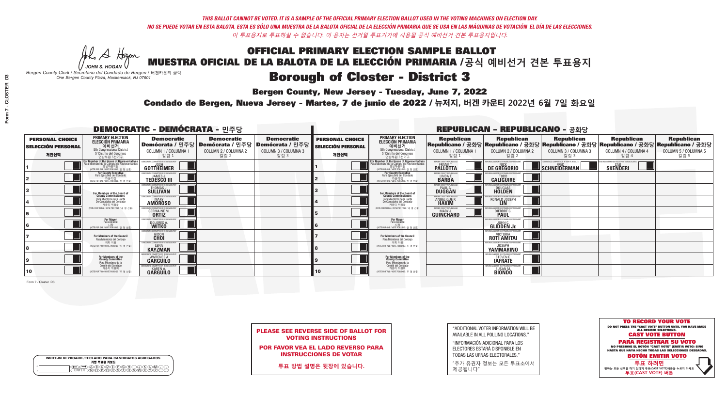*THIS BALLOT CANNOT BE VOTED. IT IS A SAMPLE OF THE OFFICIAL PRIMARY ELECTION BALLOT USED IN THE VOTING MACHINES ON ELECTION DAY.*
*NO SE PUEDE VOTAR EN ESTA BALOTA. ESTA ES SÓLO UNA MUESTRA DE LA BALOTA OFICIAL DE LA ELECCIÓN PRIMARIA QUE SE USA EN LAS MÁQUINAS DE VOTACIÓN EL DÍA DE LAS ELECCIONES.*
*이 투표용지로 투표하실 수 없습니다. 이 용지는 선거일 투표기기에 사용될 공식 예비선거 견본 투표용지입니다.*

JOHN S. HOGAN
*Bergen County Clerk / Secretario del Condado de Bergen / 버겐카운티 클럭*
*One Bergen County Plaza, Hackensack, NJ 07601*

# OFFICIAL PRIMARY ELECTION SAMPLE BALLOT
# MUESTRA OFICIAL DE LA BALOTA DE LA ELECCIÓN PRIMARIA /공식 예비선거 견본 투표용지
# Borough of Closter - District 3

**Bergen County, New Jersey - Tuesday, June 7, 2022**
**Condado de Bergen, Nueva Jersey - Martes, 7 de junio de 2022 / 뉴저지, 버겐 카운티 2022년 6월 7일 화요일**

## DEMOCRATIC - DEMÓCRATA - 민주당

| PERSONAL CHOICE / SELECCIÓN PERSONAL / 개인선택 | PRIMARY ELECTION / ELECCIÓN PRIMARIA / 예비선거 (5th Congressional District / 5° Distrito del Congreso / 연방하원 5선거구) | Democratic / Demócrata / 민주당 COLUMN 1 / COLUMNA 1 / 칼럼 1 | Democratic / Demócrata / 민주당 COLUMN 2 / COLUMNA 2 / 칼럼 2 | Democratic / Demócrata / 민주당 COLUMN 3 / COLUMNA 3 / 칼럼 3 |
|---|---|---|---|---|
| 1 | For Member of the House of Representatives / Para Miembro de la Cámara de Representantes / 연방하원의원 (VOTE FOR ONE / VOTE POR UNO / 한 명 선출) | JOSH GOTTHEIMER | | |
| 2 | For County Executive / Para Ejecutivo del Condado / 카운티장 (VOTE FOR ONE / VOTE POR UNO / 한 명 선출) | JAMES J. TEDESCO III | | |
| 3 | For Members of the Board of County Commissioners / Para Miembros de la Junta De Concejales del Condado / 카운티 위원들 (VOTE FOR THREE / VOTE POR TRES / 세 명 선출) | THOMAS J. SULLIVAN | | |
| 4 | | MARY AMOROSO | | |
| 5 | | GERMAINE M. ORTIZ | | |
| 6 | For Mayor / Para Alcalde / 시장 (VOTE FOR ONE / VOTE POR UNO / 한 명 선출) | DOLORES A. WITKO | | |
| 7 | For Members of the Council / Para Miembros del Concejo / 의회 의원 (VOTE FOR TWO / VOTE POR DOS / 두 명 선출) | GIDON CHOI | | |
| 8 | | LENA KAYZMAN | | |
| 9 | For Members of the County Committee / Para Miembros de la Comité del Condado / 카운티 위원회 (VOTE FOR TWO / VOTE POR DOS / 두 명 선출) | LAWRENCE A. GARGUILO | | |
| 10 | | KAREN A. GARGUILO | | |

## REPUBLICAN - REPUBLICANO - 공화당

| PERSONAL CHOICE / SELECCIÓN PERSONAL / 개인선택 | PRIMARY ELECTION / ELECCIÓN PRIMARIA / 예비선거 (5th Congressional District / 5° Distrito del Congreso / 연방하원 5선거구) | Republican / Republicano / 공화당 COLUMN 1 / COLUMNA 1 / 칼럼 1 | Republican / Republicano / 공화당 COLUMN 2 / COLUMNA 2 / 칼럼 2 | Republican / Republicano / 공화당 COLUMN 3 / COLUMNA 3 / 칼럼 3 | Republican / Republicano / 공화당 COLUMN 4 / COLUMNA 4 / 칼럼 4 | Republican / Republicano / 공화당 COLUMN 5 / COLUMNA 5 / 칼럼 5 |
|---|---|---|---|---|---|---|
| 1 | For Member of the House of Representatives / Para Miembro de la Cámara de Representantes / 연방하원의원 (VOTE FOR ONE / VOTE POR UNO / 한 명 선출) | FRANK T. PALLOTTA | NICK DE GREGORIO | FRED SCHNEIDERMAN | SAB SKENDERI | |
| 2 | For County Executive / Para Ejecutivo del Condado / 카운티장 (VOTE FOR ONE / VOTE POR UNO / 한 명 선출) | LINDA T. BARBA | TODD CALIGUIRE | | | |
| 3 | For Members of the Board of County Commissioners / Para Miembros de la Junta De Concejales del Condado / 카운티 위원들 (VOTE FOR THREE / VOTE POR TRES / 세 명 선출) | PAUL A. DUGGAN | DOUGLAS HOLDEN | | | |
| 4 | | ANGELIQUE R. HAKIM | RONALD JOSEPH LIN | | | |
| 5 | | MARY J. GUINCHARD | DIERDRE G. PAUL | | | |
| 6 | For Mayor / Para Alcalde / 시장 (VOTE FOR ONE / VOTE POR UNO / 한 명 선출) | | JOHN C. GLIDDEN Jr. | | | |
| 7 | For Members of the Council / Para Miembros del Concejo / 의회 의원 (VOTE FOR TWO / VOTE POR DOS / 두 명 선출) | | VICTORIA ROTI AMITAI | | | |
| 8 | | | JOSEPH YAMMARINO | | | |
| 9 | For Members of the County Committee / Para Miembros de la Comité del Condado / 카운티 위원회 (VOTE FOR TWO / VOTE POR DOS / 두 명 선출) | | STEVEN E. IAFRATE | | | |
| 10 | | | SUSAN M. BIONDO | | | |

Form 7 - Closter D3

**PLEASE SEE REVERSE SIDE OF BALLOT FOR VOTING INSTRUCTIONS**

**POR FAVOR VEA EL LADO REVERSO PARA INSTRUCCIONES DE VOTAR**

**투표 방법 설명은 뒷장에 있습니다.**

"ADDITIONAL VOTER INFORMATION WILL BE AVAILABLE IN ALL POLLING LOCATIONS."

"INFORMACIÓN ADICIONAL PARA LOS ELECTORES ESTARÁ DISPONIBLE EN TODAS LAS URNAS ELECTORALES."

"추가 유권자 정보는 모든 투표소에서 제공됩니다"

WRITE-IN KEYBOARD /TECLADO PARA CANDIDATOS AGREGADOS
기명 투표용 키보드

**TO RECORD YOUR VOTE**
DO NOT PRESS THE "CAST VOTE" BUTTON UNTIL YOU HAVE MADE ALL DESIRED SELECTIONS.
**CAST VOTE BUTTON**

**PARA REGISTRAR SU VOTO**
NO PRESIONE EL BOTÓN "CAST VOTE" (EMITIR VOTO) SINO HASTA QUE HAYA HECHO TODAS LAS SELECCIONES DESEADAS.
**BOTÓN EMITIR VOTO**

**투표 하려면**
원하는 모든 선택을 하기 전까지 투표(CAST VOTE)버튼을 누르지 마세요
**투표(CAST VOTE) 버튼**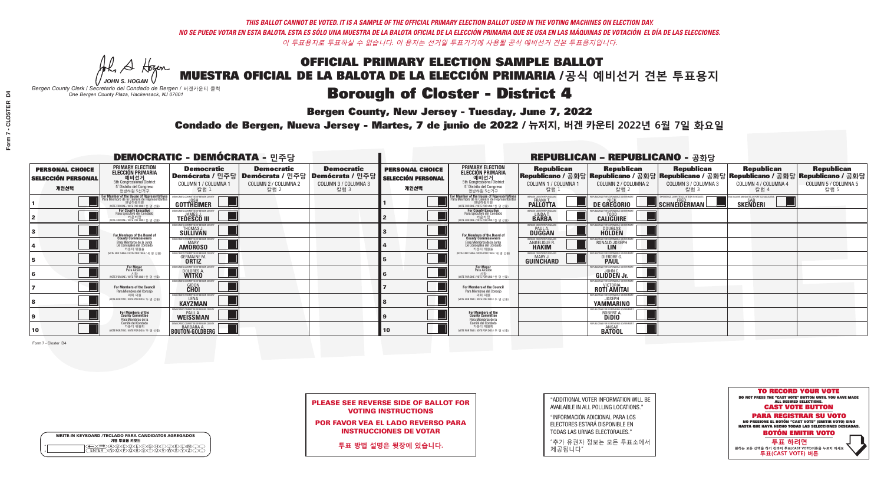*THIS BALLOT CANNOT BE VOTED. IT IS A SAMPLE OF THE OFFICIAL PRIMARY ELECTION BALLOT USED IN THE VOTING MACHINES ON ELECTION DAY.*

*NO SE PUEDE VOTAR EN ESTA BALOTA. ESTA ES SÓLO UNA MUESTRA DE LA BALOTA OFICIAL DE LA ELECCIÓN PRIMARIA QUE SE USA EN LAS MÁQUINAS DE VOTACIÓN EL DÍA DE LAS ELECCIONES.*

*이 투표용지로 투표하실 수 없습니다. 이 용지는 선거일 투표기기에 사용될 공식 예비선거 견본 투표용지입니다.*

JOHN S. HOGAN
*Bergen County Clerk / Secretario del Condado de Bergen /* 버겐카운티 클럭
*One Bergen County Plaza, Hackensack, NJ 07601*

# OFFICIAL PRIMARY ELECTION SAMPLE BALLOT
# MUESTRA OFICIAL DE LA BALOTA DE LA ELECCIÓN PRIMARIA /공식 예비선거 견본 투표용지

## Borough of Closter - District 4

**Bergen County, New Jersey - Tuesday, June 7, 2022**

**Condado de Bergen, Nueva Jersey - Martes, 7 de junio de 2022 / 뉴저지, 버겐 카운티 2022년 6월 7일 화요일**

### DEMOCRATIC - DEMÓCRATA - 민주당

| PERSONAL CHOICE / SELECCIÓN PERSONAL / 개인선택 | PRIMARY ELECTION / ELECCIÓN PRIMARIA / 예비선거 | Democratic / Demócrata / 민주당 COLUMN 1 / COLUMNA 1 / 칼럼 1 | Democratic / Demócrata / 민주당 COLUMN 2 / COLUMNA 2 / 칼럼 2 | Democratic / Demócrata / 민주당 COLUMN 3 / COLUMNA 3 / 칼럼 3 |
|---|---|---|---|---|
| 1 | For Member of the House of Representatives / Para Miembro de la Cámara de Representantes / 연방하원의원 (5th Congressional District) (VOTE FOR ONE / VOTE POR UNO / 한 명 선출) | JOSH GOTTHEIMER | | |
| 2 | For County Executive / Para Ejecutivo del Condado / 카운티장 (VOTE FOR ONE / VOTE POR UNO / 한 명 선출) | JAMES J. TEDESCO III | | |
| 3 | For Members of the Board of County Commissioners / Para Miembros de la Junta De Concejales del Condado / 카운티 위원들 (VOTE FOR THREE / VOTE POR TRES / 세 명 선출) | THOMAS J. SULLIVAN | | |
| 4 | | MARY AMOROSO | | |
| 5 | | GERMAINE M. ORTIZ | | |
| 6 | For Mayor / Para Alcalde / 시장 (VOTE FOR ONE / VOTE POR UNO / 한 명 선출) | DOLORES A. WITKO | | |
| 7 | For Members of the Council / Para Miembros del Concejo / 의회 의원 (VOTE FOR TWO / VOTE POR DOS / 두 명 선출) | GIDON CHOI | | |
| 8 | | LENA KAYZMAN | | |
| 9 | For Members of the County Committee / Para Miembros de la Comité del Condado / 카운티 위원회 (VOTE FOR TWO / VOTE POR DOS / 두 명 선출) | PAUL A. WEISSMAN | | |
| 10 | | BARBARA A. BOUTON-GOLDBERG | | |

### REPUBLICAN - REPUBLICANO - 공화당

| PERSONAL CHOICE / SELECCIÓN PERSONAL / 개인선택 | PRIMARY ELECTION / ELECCIÓN PRIMARIA / 예비선거 | Republican / Republicano / 공화당 COLUMN 1 / COLUMNA 1 / 칼럼 1 | Republican / Republicano / 공화당 COLUMN 2 / COLUMNA 2 / 칼럼 2 | Republican / Republicano / 공화당 COLUMN 3 / COLUMNA 3 / 칼럼 3 | Republican / Republicano / 공화당 COLUMN 4 / COLUMNA 4 / 칼럼 4 | Republican / Republicano / 공화당 COLUMN 5 / COLUMNA 5 / 칼럼 5 |
|---|---|---|---|---|---|---|
| 1 | For Member of the House of Representatives / Para Miembro de la Cámara de Representantes / 연방하원의원 (5th Congressional District) (VOTE FOR ONE / VOTE POR UNO / 한 명 선출) | FRANK T. PALLOTTA | NICK DE GREGORIO | FRED SCHNEIDERMAN | SAB SKENDERI | |
| 2 | For County Executive / Para Ejecutivo del Condado / 카운티장 (VOTE FOR ONE / VOTE POR UNO / 한 명 선출) | LINDA T. BARBA | TODD CALIGUIRE | | | |
| 3 | For Members of the Board of County Commissioners / Para Miembros de la Junta De Concejales del Condado / 카운티 위원들 (VOTE FOR THREE / VOTE POR TRES / 세 명 선출) | PAUL A. DUGGAN | DOUGLAS HOLDEN | | | |
| 4 | | ANGELIQUE R. HAKIM | RONALD JOSEPH LIN | | | |
| 5 | | MARY J. GUINCHARD | DIERDRE G. PAUL | | | |
| 6 | For Mayor / Para Alcalde / 시장 (VOTE FOR ONE / VOTE POR UNO / 한 명 선출) | | JOHN C. GLIDDEN Jr. | | | |
| 7 | For Members of the Council / Para Miembros del Concejo / 의회 의원 (VOTE FOR TWO / VOTE POR DOS / 두 명 선출) | | VICTORIA ROTI AMITAI | | | |
| 8 | | | JOSEPH YAMMARINO | | | |
| 9 | For Members of the County Committee / Para Miembros de la Comité del Condado / 카운티 위원회 (VOTE FOR TWO / VOTE POR DOS / 두 명 선출) | | ROBERT A. DiDIO | | | |
| 10 | | | ANSAR BATOOL | | | |

**PLEASE SEE REVERSE SIDE OF BALLOT FOR VOTING INSTRUCTIONS**

**POR FAVOR VEA EL LADO REVERSO PARA INSTRUCCIONES DE VOTAR**

**투표 방법 설명은 뒷장에 있습니다.**

"ADDITIONAL VOTER INFORMATION WILL BE AVAILABLE IN ALL POLLING LOCATIONS."

"INFORMACIÓN ADICIONAL PARA LOS ELECTORES ESTARÁ DISPONIBLE EN TODAS LAS URNAS ELECTORALES."

"추가 유권자 정보는 모든 투표소에서 제공됩니다"

WRITE-IN KEYBOARD /TECLADO PARA CANDIDATOS AGREGADOS / 기명 투표용 키보드

**TO RECORD YOUR VOTE**
DO NOT PRESS THE "CAST VOTE" BUTTON UNTIL YOU HAVE MADE ALL DESIRED SELECTIONS.
**CAST VOTE BUTTON**

**PARA REGISTRAR SU VOTO**
NO PRESIONE EL BOTÓN "CAST VOTE" (EMITIR VOTO) SINO HASTA QUE HAYA HECHO TODAS LAS SELECCIONES DESEADAS.
**BOTÓN EMITIR VOTO**

**투표 하려면**
원하는 모든 선택을 하기 전까지 투표(CAST VOTE)버튼을 누르지 마세요
**투표(CAST VOTE) 버튼**

Form 7 - Closter D4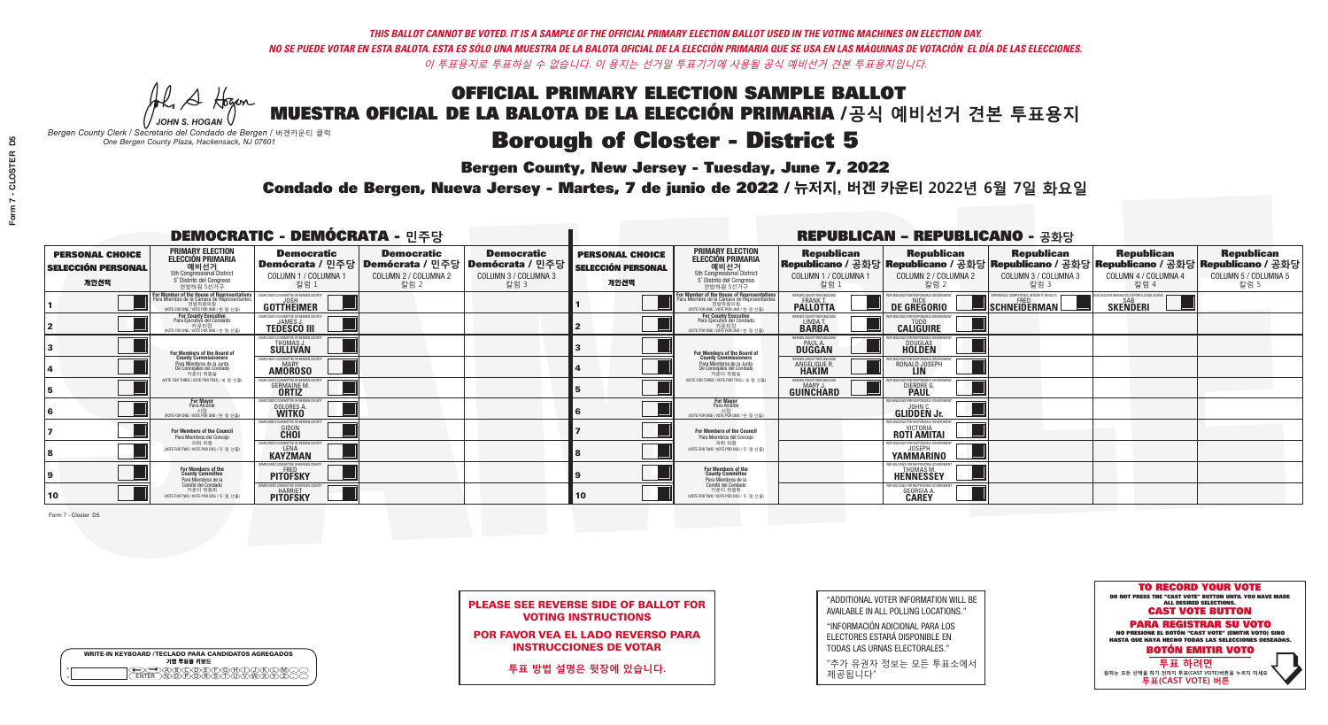*THIS BALLOT CANNOT BE VOTED. IT IS A SAMPLE OF THE OFFICIAL PRIMARY ELECTION BALLOT USED IN THE VOTING MACHINES ON ELECTION DAY.*
*NO SE PUEDE VOTAR EN ESTA BALOTA. ESTA ES SÓLO UNA MUESTRA DE LA BALOTA OFICIAL DE LA ELECCIÓN PRIMARIA QUE SE USA EN LAS MÁQUINAS DE VOTACIÓN EL DÍA DE LAS ELECCIONES.*
*이 투표용지로 투표하실 수 없습니다. 이 용지는 선거일 투표기기에 사용될 공식 예비선거 견본 투표용지입니다.*

JOHN S. HOGAN
*Bergen County Clerk / Secretario del Condado de Bergen / 버겐카운티 클럭*
*One Bergen County Plaza, Hackensack, NJ 07601*

# OFFICIAL PRIMARY ELECTION SAMPLE BALLOT
# MUESTRA OFICIAL DE LA BALOTA DE LA ELECCIÓN PRIMARIA /공식 예비선거 견본 투표용지

## Borough of Closter - District 5

**Bergen County, New Jersey - Tuesday, June 7, 2022**

**Condado de Bergen, Nueva Jersey - Martes, 7 de junio de 2022 / 뉴저지, 버겐 카운티 2022년 6월 7일 화요일**

### DEMOCRATIC - DEMÓCRATA - 민주당

| PERSONAL CHOICE / SELECCIÓN PERSONAL / 개인선택 | PRIMARY ELECTION / ELECCIÓN PRIMARIA / 예비선거 (5th Congressional District / 5° Distrito del Congreso / 연방하원 5선거구) | Democratic / Demócrata / 민주당 COLUMN 1 / COLUMNA 1 / 칼럼 1 | Democratic / Demócrata / 민주당 COLUMN 2 / COLUMNA 2 / 칼럼 2 | Democratic / Demócrata / 민주당 COLUMN 3 / COLUMNA 3 / 칼럼 3 |
|---|---|---|---|---|
| 1 | For Member of the House of Representatives / Para Miembro de la Cámara de Representantes / 연방하원의원 (VOTE FOR ONE / VOTE POR UNO / 한 명 선출) | JOSH GOTTHEIMER | | |
| 2 | For County Executive / Para Ejecutivo del Condado / 카운티장 (VOTE FOR ONE / VOTE POR UNO / 한 명 선출) | JAMES J. TEDESCO III | | |
| 3 | For Members of the Board of County Commissioners / Para Miembros de la Junta De Concejales del Condado / 카운티 위원들 (VOTE FOR THREE / VOTE POR TRES / 세 명 선출) | THOMAS J. SULLIVAN | | |
| 4 | | MARY AMOROSO | | |
| 5 | | GERMAINE M. ORTIZ | | |
| 6 | For Mayor / Para Alcalde / 시장 (VOTE FOR ONE / VOTE POR UNO / 한 명 선출) | DOLORES A. WITKO | | |
| 7 | For Members of the Council / Para Miembros del Concejo / 의회 의원 (VOTE FOR TWO / VOTE POR DOS / 두 명 선출) | GIDON CHOI | | |
| 8 | | LENA KAYZMAN | | |
| 9 | For Members of the County Committee / Para Miembros de la Comité del Condado / 카운티 위원회 (VOTE FOR TWO / VOTE POR DOS / 두 명 선출) | FRED PITOFSKY | | |
| 10 | | HARRIET PITOFSKY | | |

### REPUBLICAN - REPUBLICANO - 공화당

| PERSONAL CHOICE / SELECCIÓN PERSONAL / 개인선택 | PRIMARY ELECTION / ELECCIÓN PRIMARIA / 예비선거 (5th Congressional District / 5° Distrito del Congreso / 연방하원 5선거구) | Republican / Republicano / 공화당 COLUMN 1 / COLUMNA 1 / 칼럼 1 | Republican / Republicano / 공화당 COLUMN 2 / COLUMNA 2 / 칼럼 2 | Republican / Republicano / 공화당 COLUMN 3 / COLUMNA 3 / 칼럼 3 | Republican / Republicano / 공화당 COLUMN 4 / COLUMNA 4 / 칼럼 4 | Republican / Republicano / 공화당 COLUMN 5 / COLUMNA 5 / 칼럼 5 |
|---|---|---|---|---|---|---|
| 1 | For Member of the House of Representatives / Para Miembro de la Cámara de Representantes / 연방하원의원 (VOTE FOR ONE / VOTE POR UNO / 한 명 선출) | FRANK T. PALLOTTA | NICK DE GREGORIO | FRED SCHNEIDERMAN | SAB SKENDERI | |
| 2 | For County Executive / Para Ejecutivo del Condado / 카운티장 (VOTE FOR ONE / VOTE POR UNO / 한 명 선출) | LINDA T. BARBA | TODD CALIGUIRE | | | |
| 3 | For Members of the Board of County Commissioners / Para Miembros de la Junta De Concejales del Condado / 카운티 위원들 (VOTE FOR THREE / VOTE POR TRES / 세 명 선출) | PAUL A. DUGGAN | DOUGLAS HOLDEN | | | |
| 4 | | ANGELIQUE R. HAKIM | RONALD JOSEPH LIN | | | |
| 5 | | MARY J. GUINCHARD | DIERDRE G. PAUL | | | |
| 6 | For Mayor / Para Alcalde / 시장 (VOTE FOR ONE / VOTE POR UNO / 한 명 선출) | | JOHN C. GLIDDEN Jr. | | | |
| 7 | For Members of the Council / Para Miembros del Concejo / 의회 의원 (VOTE FOR TWO / VOTE POR DOS / 두 명 선출) | | VICTORIA ROTI AMITAI | | | |
| 8 | | | JOSEPH YAMMARINO | | | |
| 9 | For Members of the County Committee / Para Miembros de la Comité del Condado / 카운티 위원회 (VOTE FOR TWO / VOTE POR DOS / 두 명 선출) | | THOMAS M. HENNESSEY | | | |
| 10 | | | GEORGIA A. CAREY | | | |

Form 7 - Closter D5

**PLEASE SEE REVERSE SIDE OF BALLOT FOR VOTING INSTRUCTIONS**

**POR FAVOR VEA EL LADO REVERSO PARA INSTRUCCIONES DE VOTAR**

**투표 방법 설명은 뒷장에 있습니다.**

"ADDITIONAL VOTER INFORMATION WILL BE AVAILABLE IN ALL POLLING LOCATIONS."

"INFORMACIÓN ADICIONAL PARA LOS ELECTORES ESTARÁ DISPONIBLE EN TODAS LAS URNAS ELECTORALES."

"추가 유권자 정보는 모든 투표소에서 제공됩니다"

WRITE-IN KEYBOARD /TECLADO PARA CANDIDATOS AGREGADOS
기명 투표용 키보드

**TO RECORD YOUR VOTE**
DO NOT PRESS THE "CAST VOTE" BUTTON UNTIL YOU HAVE MADE ALL DESIRED SELECTIONS.
**CAST VOTE BUTTON**
**PARA REGISTRAR SU VOTO**
NO PRESIONE EL BOTÓN "CAST VOTE" (EMITIR VOTO) SINO HASTA QUE HAYA HECHO TODAS LAS SELECCIONES DESEADAS.
**BOTÓN EMITIR VOTO**
**투표 하려면**
원하는 모든 선택을 하기 전까지 투표(CAST VOTE)버튼을 누르지 마세요.
**투표(CAST VOTE) 버튼**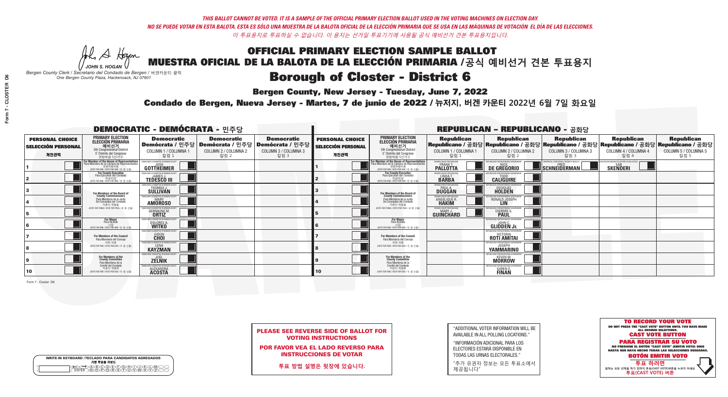*THIS BALLOT CANNOT BE VOTED. IT IS A SAMPLE OF THE OFFICIAL PRIMARY ELECTION BALLOT USED IN THE VOTING MACHINES ON ELECTION DAY.*
*NO SE PUEDE VOTAR EN ESTA BALOTA. ESTA ES SÓLO UNA MUESTRA DE LA BALOTA OFICIAL DE LA ELECCIÓN PRIMARIA QUE SE USA EN LAS MÁQUINAS DE VOTACIÓN EL DÍA DE LAS ELECCIONES.*
*이 투표용지로 투표하실 수 없습니다. 이 용지는 선거일 투표기기에 사용될 공식 예비선거 견본 투표용지입니다.*

JOHN S. HOGAN
*Bergen County Clerk / Secretario del Condado de Bergen / 버겐카운티 클럭*
*One Bergen County Plaza, Hackensack, NJ 07601*

# OFFICIAL PRIMARY ELECTION SAMPLE BALLOT
# MUESTRA OFICIAL DE LA BALOTA DE LA ELECCIÓN PRIMARIA / 공식 예비선거 견본 투표용지

## Borough of Closter - District 6

**Bergen County, New Jersey - Tuesday, June 7, 2022**

**Condado de Bergen, Nueva Jersey - Martes, 7 de junio de 2022 / 뉴저지, 버겐 카운티 2022년 6월 7일 화요일**

### DEMOCRATIC - DEMÓCRATA - 민주당

| PERSONAL CHOICE / SELECCIÓN PERSONAL / 개인선택 | PRIMARY ELECTION / ELECCIÓN PRIMARIA / 예비선거 (5th Congressional District / 5° Distrito del Congreso / 연방하원 5선거구) | Democratic / Demócrata / 민주당 COLUMN 1 / COLUMNA 1 / 칼럼 1 | Democratic / Demócrata / 민주당 COLUMN 2 / COLUMNA 2 / 칼럼 2 | Democratic / Demócrata / 민주당 COLUMN 3 / COLUMNA 3 / 칼럼 3 |
|---|---|---|---|---|
| 1 | For Member of the House of Representatives / Para Miembro de la Cámara de Representantes / 연방하원의원 (VOTE FOR ONE / VOTE POR UNO / 한 명 선출) | JOSH GOTTHEIMER | | |
| 2 | For County Executive / Para Ejecutivo del Condado / 카운티장 (VOTE FOR ONE / VOTE POR UNO / 한 명 선출) | JAMES J. TEDESCO III | | |
| 3 | For Members of the Board of County Commissioners / Para Miembros de la Junta De Concejales del Condado / 카운티 위원들 (VOTE FOR THREE / VOTE POR TRES / 세 명 선출) | THOMAS J. SULLIVAN | | |
| 4 | | MARY AMOROSO | | |
| 5 | | GERMAINE M. ORTIZ | | |
| 6 | For Mayor / Para Alcalde / 시장 (VOTE FOR ONE / VOTE POR UNO / 한 명 선출) | DOLORES A. WITKO | | |
| 7 | For Members of the Council / Para Miembros del Concejo / 의회 의원 (VOTE FOR TWO / VOTE POR DOS / 두 명 선출) | GIDON CHOI | | |
| 8 | | LENA KAYZMAN | | |
| 9 | For Members of the County Committee / Para Miembros de la Comité del Condado / 카운티 위원회 (VOTE FOR TWO / VOTE POR DOS / 두 명 선출) | JOEL ZELNIK | | |
| 10 | | ALEXANDRA ACOSTA | | |

### REPUBLICAN - REPUBLICANO - 공화당

| PERSONAL CHOICE / SELECCIÓN PERSONAL / 개인선택 | PRIMARY ELECTION / ELECCIÓN PRIMARIA / 예비선거 (5th Congressional District / 5° Distrito del Congreso / 연방하원 5선거구) | Republican / Republicano / 공화당 COLUMN 1 / COLUMNA 1 / 칼럼 1 | Republican / Republicano / 공화당 COLUMN 2 / COLUMNA 2 / 칼럼 2 | Republican / Republicano / 공화당 COLUMN 3 / COLUMNA 3 / 칼럼 3 | Republican / Republicano / 공화당 COLUMN 4 / COLUMNA 4 / 칼럼 4 | Republican / Republicano / 공화당 COLUMN 5 / COLUMNA 5 / 칼럼 5 |
|---|---|---|---|---|---|---|
| 1 | For Member of the House of Representatives / Para Miembro de la Cámara de Representantes / 연방하원의원 (VOTE FOR ONE / VOTE POR UNO / 한 명 선출) | FRANK T. PALLOTTA | NICK DE GREGORIO | FRED SCHNEIDERMAN | SAB SKENDERI | |
| 2 | For County Executive / Para Ejecutivo del Condado / 카운티장 (VOTE FOR ONE / VOTE POR UNO / 한 명 선출) | LINDA T. BARBA | TODD CALIGUIRE | | | |
| 3 | For Members of the Board of County Commissioners / Para Miembros de la Junta De Concejales del Condado / 카운티 위원들 (VOTE FOR THREE / VOTE POR TRES / 세 명 선출) | PAUL A. DUGGAN | DOUGLAS HOLDEN | | | |
| 4 | | ANGELIQUE R. HAKIM | RONALD JOSEPH LIN | | | |
| 5 | | MARY J. GUINCHARD | DIERDRE G. PAUL | | | |
| 6 | For Mayor / Para Alcalde / 시장 (VOTE FOR ONE / VOTE POR UNO / 한 명 선출) | | JOHN C. GLIDDEN Jr. | | | |
| 7 | For Members of the Council / Para Miembros del Concejo / 의회 의원 (VOTE FOR TWO / VOTE POR DOS / 두 명 선출) | | VICTORIA ROTI AMITAI | | | |
| 8 | | | JOSEPH YAMMARINO | | | |
| 9 | For Members of the County Committee / Para Miembros de la Comité del Condado / 카운티 위원회 (VOTE FOR TWO / VOTE POR DOS / 두 명 선출) | | KEVIN W. MORROW | | | |
| 10 | | | KAREN E. FINAN | | | |

Form 7 - Closter D6

**PLEASE SEE REVERSE SIDE OF BALLOT FOR VOTING INSTRUCTIONS**

**POR FAVOR VEA EL LADO REVERSO PARA INSTRUCCIONES DE VOTAR**

**투표 방법 설명은 뒷장에 있습니다.**

"ADDITIONAL VOTER INFORMATION WILL BE AVAILABLE IN ALL POLLING LOCATIONS."

"INFORMACIÓN ADICIONAL PARA LOS ELECTORES ESTARÁ DISPONIBLE EN TODAS LAS URNAS ELECTORALES."

"추가 유권자 정보는 모든 투표소에서 제공됩니다"

WRITE-IN KEYBOARD /TECLADO PARA CANDIDATOS AGREGADOS / 기명 투표용 키보드

**TO RECORD YOUR VOTE**
DO NOT PRESS THE "CAST VOTE" BUTTON UNTIL YOU HAVE MADE ALL DESIRED SELECTIONS.
**CAST VOTE BUTTON**

**PARA REGISTRAR SU VOTO**
NO PRESIONE EL BOTÓN "CAST VOTE" (EMITIR VOTO) SINO HASTA QUE HAYA HECHO TODAS LAS SELECCIONES DESEADAS.
**BOTÓN EMITIR VOTO**

**투표 하려면**
원하는 모든 선택을 하기 전까지 투표(CAST VOTE)버튼을 누르지 마세요
**투표(CAST VOTE) 버튼**